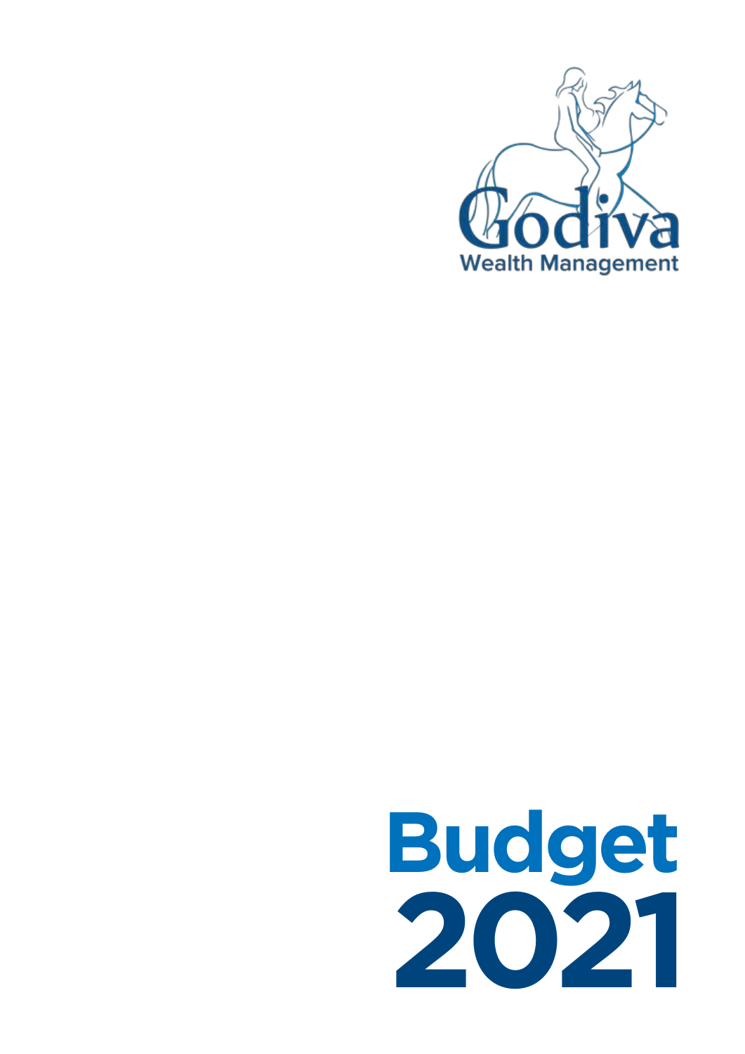Godiva

Wealth Management

# Budget 2021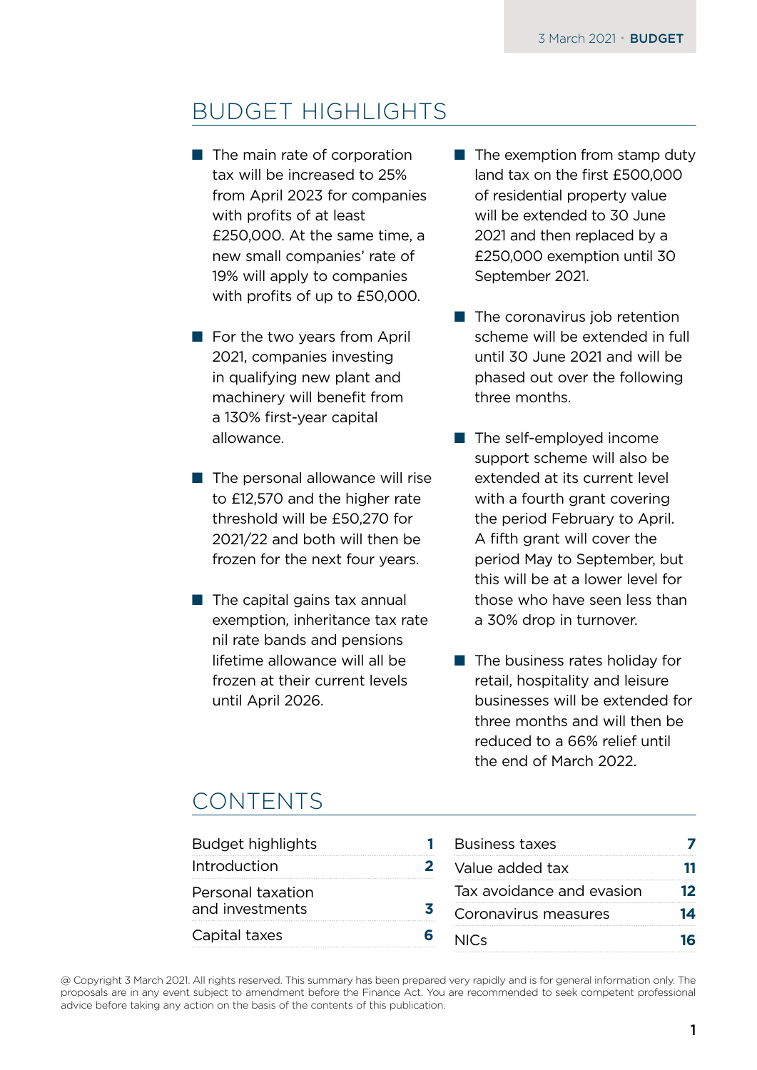# BUDGET HIGHLIGHTS

- The main rate of corporation tax will be increased to 25% from April 2023 for companies with profits of at least £250,000. At the same time, a new small companies' rate of 19% will apply to companies with profits of up to £50,000.
- For the two years from April 2021, companies investing in qualifying new plant and machinery will benefit from a 130% first-year capital allowance.
- The personal allowance will rise to £12,570 and the higher rate threshold will be £50,270 for 2021/22 and both will then be frozen for the next four years.
- The capital gains tax annual exemption, inheritance tax rate nil rate bands and pensions lifetime allowance will all be frozen at their current levels until April 2026.
- The exemption from stamp duty land tax on the first £500,000 of residential property value will be extended to 30 June 2021 and then replaced by a £250,000 exemption until 30 September 2021.
- The coronavirus job retention scheme will be extended in full until 30 June 2021 and will be phased out over the following three months.
- The self-employed income support scheme will also be extended at its current level with a fourth grant covering the period February to April. A fifth grant will cover the period May to September, but this will be at a lower level for those who have seen less than a 30% drop in turnover.
- The business rates holiday for retail, hospitality and leisure businesses will be extended for three months and will then be reduced to a 66% relief until the end of March 2022.

# CONTENTS

| | |
|---|---|
| Budget highlights | 1 |
| Introduction | 2 |
| Personal taxation and investments | 3 |
| Capital taxes | 6 |
| Business taxes | 7 |
| Value added tax | 11 |
| Tax avoidance and evasion | 12 |
| Coronavirus measures | 14 |
| NICs | 16 |

@ Copyright 3 March 2021. All rights reserved. This summary has been prepared very rapidly and is for general information only. The proposals are in any event subject to amendment before the Finance Act. You are recommended to seek competent professional advice before taking any action on the basis of the contents of this publication.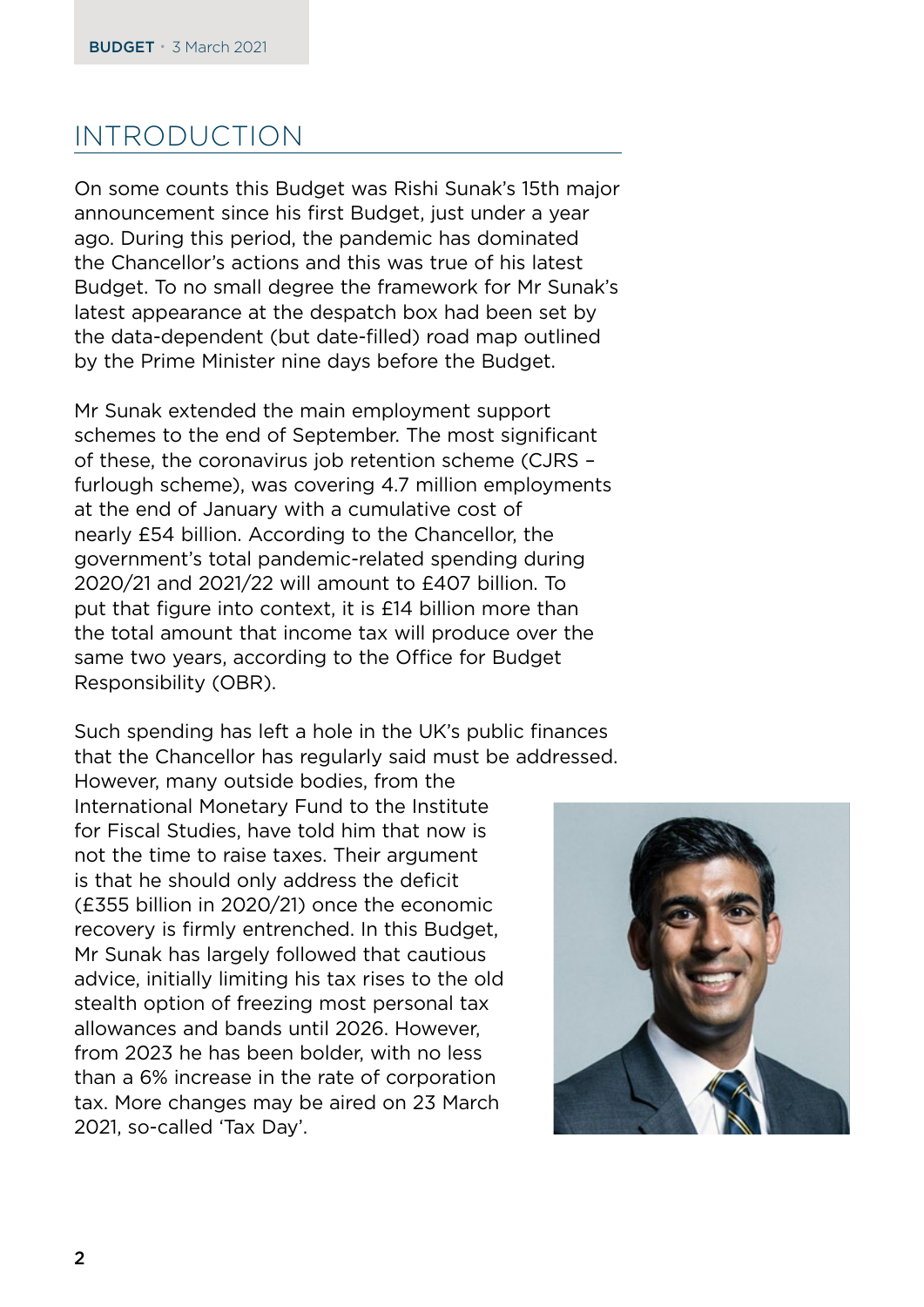# INTRODUCTION

On some counts this Budget was Rishi Sunak's 15th major announcement since his first Budget, just under a year ago. During this period, the pandemic has dominated the Chancellor's actions and this was true of his latest Budget. To no small degree the framework for Mr Sunak's latest appearance at the despatch box had been set by the data-dependent (but date-filled) road map outlined by the Prime Minister nine days before the Budget.

Mr Sunak extended the main employment support schemes to the end of September. The most significant of these, the coronavirus job retention scheme (CJRS – furlough scheme), was covering 4.7 million employments at the end of January with a cumulative cost of nearly £54 billion. According to the Chancellor, the government's total pandemic-related spending during 2020/21 and 2021/22 will amount to £407 billion. To put that figure into context, it is £14 billion more than the total amount that income tax will produce over the same two years, according to the Office for Budget Responsibility (OBR).

Such spending has left a hole in the UK's public finances that the Chancellor has regularly said must be addressed. However, many outside bodies, from the International Monetary Fund to the Institute for Fiscal Studies, have told him that now is not the time to raise taxes. Their argument is that he should only address the deficit (£355 billion in 2020/21) once the economic recovery is firmly entrenched. In this Budget, Mr Sunak has largely followed that cautious advice, initially limiting his tax rises to the old stealth option of freezing most personal tax allowances and bands until 2026. However, from 2023 he has been bolder, with no less than a 6% increase in the rate of corporation tax. More changes may be aired on 23 March 2021, so-called 'Tax Day'.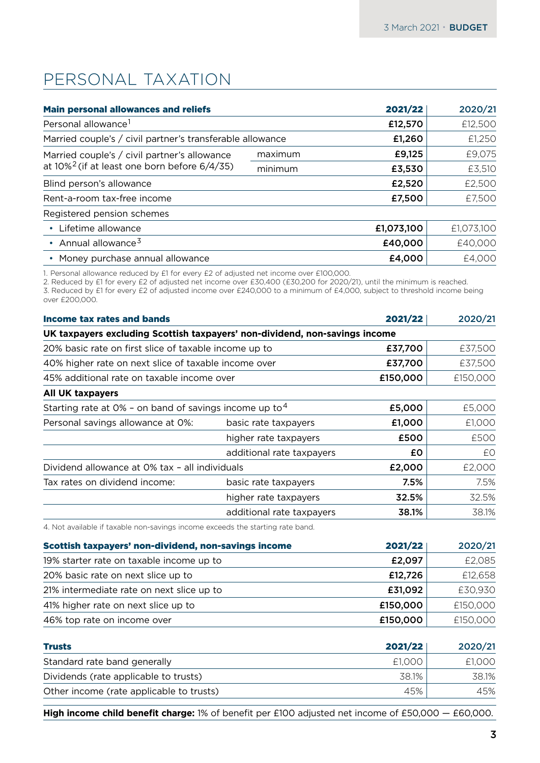# PERSONAL TAXATION

| Main personal allowances and reliefs | | 2021/22 | 2020/21 |
|---|---|---|---|
| Personal allowance[1] | | **£12,570** | £12,500 |
| Married couple's / civil partner's transferable allowance | | **£1,260** | £1,250 |
| Married couple's / civil partner's allowance at 10%[2] (if at least one born before 6/4/35) | maximum | **£9,125** | £9,075 |
| | minimum | **£3,530** | £3,510 |
| Blind person's allowance | | **£2,520** | £2,500 |
| Rent-a-room tax-free income | | **£7,500** | £7,500 |
| Registered pension schemes | | | |
| • Lifetime allowance | | **£1,073,100** | £1,073,100 |
| • Annual allowance[3] | | **£40,000** | £40,000 |
| • Money purchase annual allowance | | **£4,000** | £4,000 |

1. Personal allowance reduced by £1 for every £2 of adjusted net income over £100,000.
2. Reduced by £1 for every £2 of adjusted net income over £30,400 (£30,200 for 2020/21), until the minimum is reached.
3. Reduced by £1 for every £2 of adjusted income over £240,000 to a minimum of £4,000, subject to threshold income being over £200,000.

| Income tax rates and bands | | 2021/22 | 2020/21 |
|---|---|---|---|
| **UK taxpayers excluding Scottish taxpayers' non-dividend, non-savings income** | | | |
| 20% basic rate on first slice of taxable income up to | | **£37,700** | £37,500 |
| 40% higher rate on next slice of taxable income over | | **£37,700** | £37,500 |
| 45% additional rate on taxable income over | | **£150,000** | £150,000 |
| **All UK taxpayers** | | | |
| Starting rate at 0% – on band of savings income up to[4] | | **£5,000** | £5,000 |
| Personal savings allowance at 0%: | basic rate taxpayers | **£1,000** | £1,000 |
| | higher rate taxpayers | **£500** | £500 |
| | additional rate taxpayers | **£0** | £0 |
| Dividend allowance at 0% tax – all individuals | | **£2,000** | £2,000 |
| Tax rates on dividend income: | basic rate taxpayers | **7.5%** | 7.5% |
| | higher rate taxpayers | **32.5%** | 32.5% |
| | additional rate taxpayers | **38.1%** | 38.1% |

4. Not available if taxable non-savings income exceeds the starting rate band.

| Scottish taxpayers' non-dividend, non-savings income | 2021/22 | 2020/21 |
|---|---|---|
| 19% starter rate on taxable income up to | **£2,097** | £2,085 |
| 20% basic rate on next slice up to | **£12,726** | £12,658 |
| 21% intermediate rate on next slice up to | **£31,092** | £30,930 |
| 41% higher rate on next slice up to | **£150,000** | £150,000 |
| 46% top rate on income over | **£150,000** | £150,000 |

| Trusts | 2021/22 | 2020/21 |
|---|---|---|
| Standard rate band generally | £1,000 | £1,000 |
| Dividends (rate applicable to trusts) | 38.1% | 38.1% |
| Other income (rate applicable to trusts) | 45% | 45% |

**High income child benefit charge:** 1% of benefit per £100 adjusted net income of £50,000 — £60,000.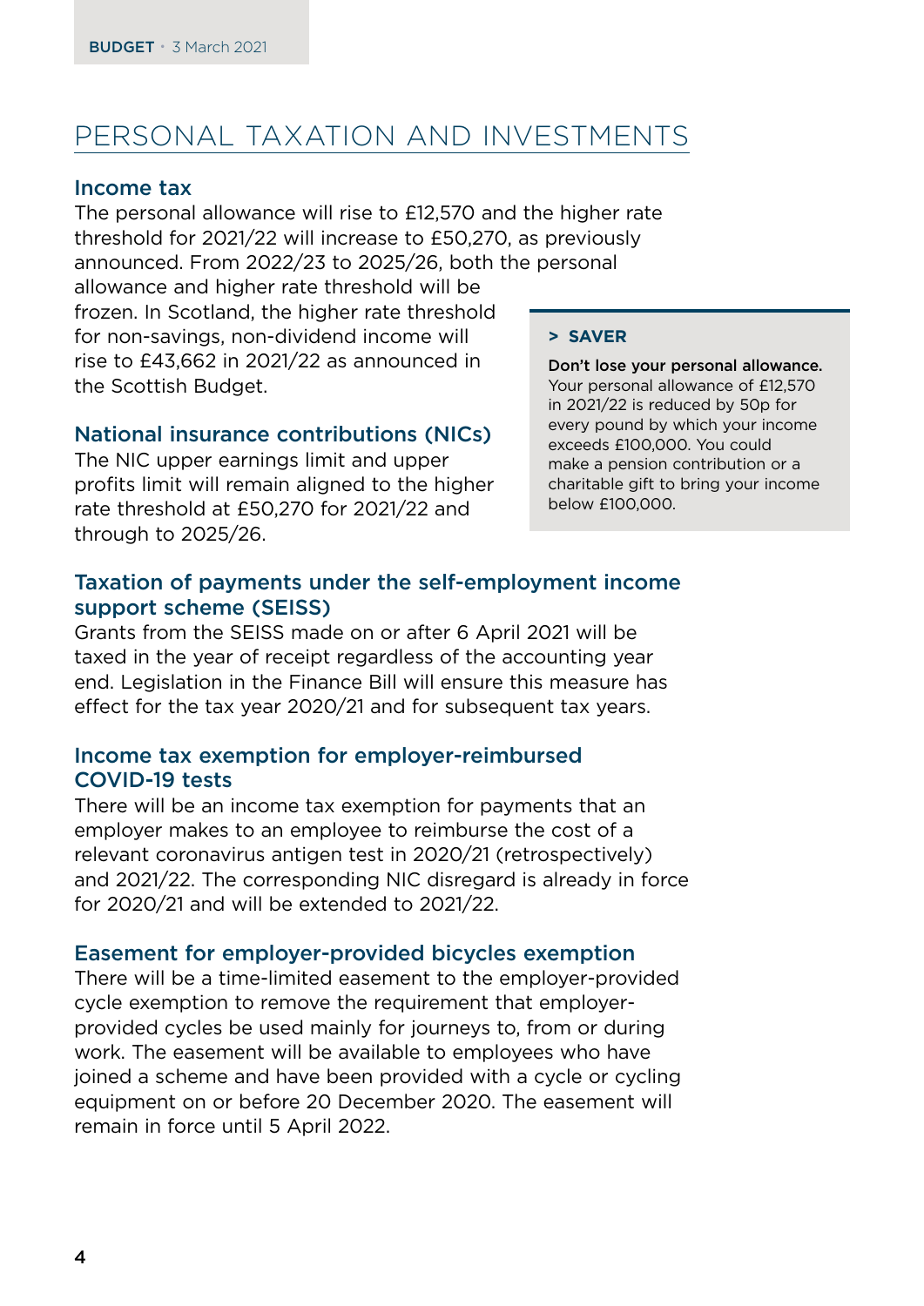# PERSONAL TAXATION AND INVESTMENTS

## Income tax

The personal allowance will rise to £12,570 and the higher rate threshold for 2021/22 will increase to £50,270, as previously announced. From 2022/23 to 2025/26, both the personal allowance and higher rate threshold will be frozen. In Scotland, the higher rate threshold for non-savings, non-dividend income will rise to £43,662 in 2021/22 as announced in the Scottish Budget.

> **> SAVER**
>
> **Don't lose your personal allowance.** Your personal allowance of £12,570 in 2021/22 is reduced by 50p for every pound by which your income exceeds £100,000. You could make a pension contribution or a charitable gift to bring your income below £100,000.

## National insurance contributions (NICs)

The NIC upper earnings limit and upper profits limit will remain aligned to the higher rate threshold at £50,270 for 2021/22 and through to 2025/26.

## Taxation of payments under the self-employment income support scheme (SEISS)

Grants from the SEISS made on or after 6 April 2021 will be taxed in the year of receipt regardless of the accounting year end. Legislation in the Finance Bill will ensure this measure has effect for the tax year 2020/21 and for subsequent tax years.

## Income tax exemption for employer-reimbursed COVID-19 tests

There will be an income tax exemption for payments that an employer makes to an employee to reimburse the cost of a relevant coronavirus antigen test in 2020/21 (retrospectively) and 2021/22. The corresponding NIC disregard is already in force for 2020/21 and will be extended to 2021/22.

## Easement for employer-provided bicycles exemption

There will be a time-limited easement to the employer-provided cycle exemption to remove the requirement that employer-provided cycles be used mainly for journeys to, from or during work. The easement will be available to employees who have joined a scheme and have been provided with a cycle or cycling equipment on or before 20 December 2020. The easement will remain in force until 5 April 2022.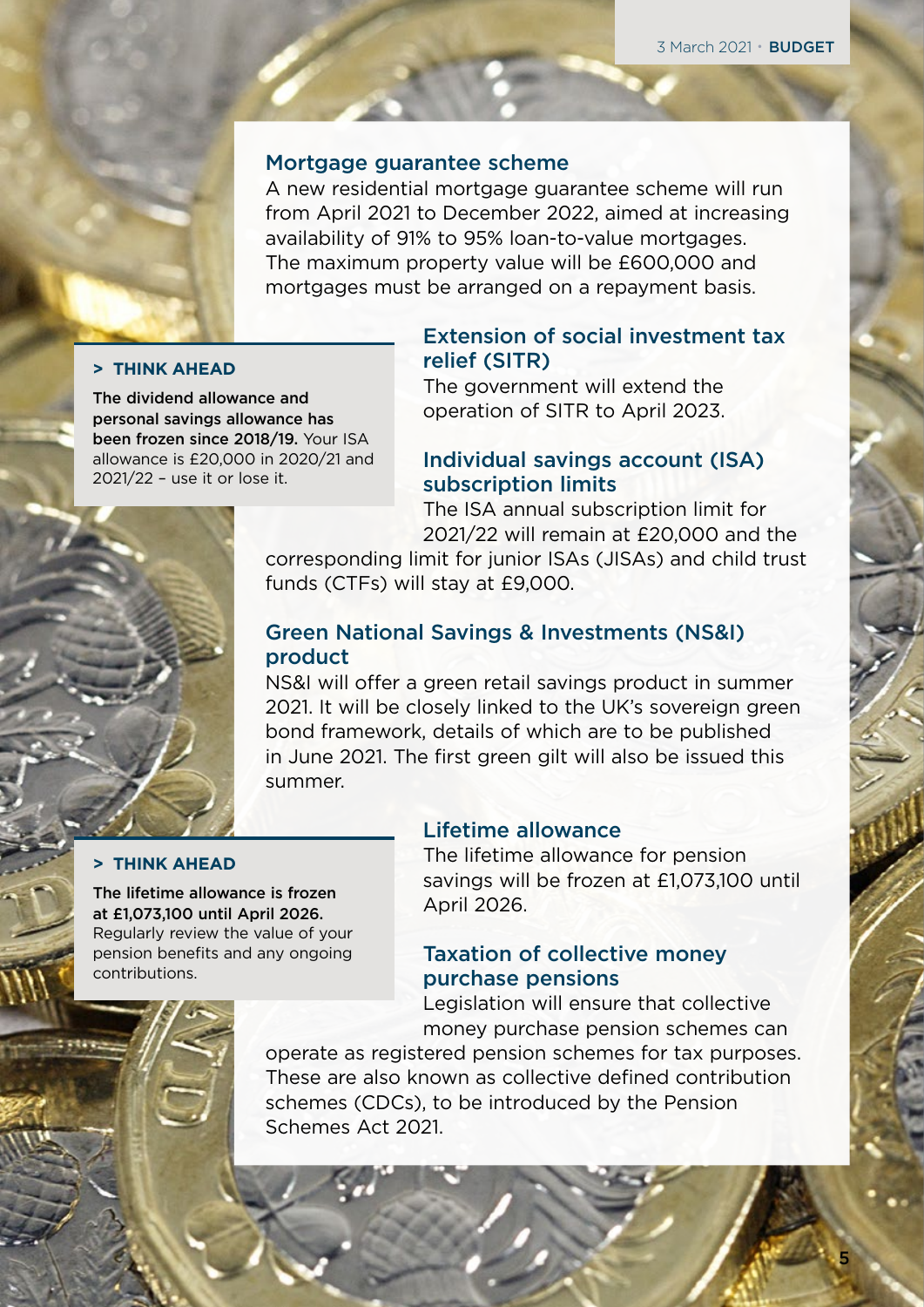## Mortgage guarantee scheme

A new residential mortgage guarantee scheme will run from April 2021 to December 2022, aimed at increasing availability of 91% to 95% loan-to-value mortgages. The maximum property value will be £600,000 and mortgages must be arranged on a repayment basis.

> **> THINK AHEAD**
>
> **The dividend allowance and personal savings allowance has been frozen since 2018/19.** Your ISA allowance is £20,000 in 2020/21 and 2021/22 – use it or lose it.

## Extension of social investment tax relief (SITR)

The government will extend the operation of SITR to April 2023.

## Individual savings account (ISA) subscription limits

The ISA annual subscription limit for 2021/22 will remain at £20,000 and the corresponding limit for junior ISAs (JISAs) and child trust funds (CTFs) will stay at £9,000.

## Green National Savings & Investments (NS&I) product

NS&I will offer a green retail savings product in summer 2021. It will be closely linked to the UK's sovereign green bond framework, details of which are to be published in June 2021. The first green gilt will also be issued this summer.

> **> THINK AHEAD**
>
> **The lifetime allowance is frozen at £1,073,100 until April 2026.** Regularly review the value of your pension benefits and any ongoing contributions.

## Lifetime allowance

The lifetime allowance for pension savings will be frozen at £1,073,100 until April 2026.

## Taxation of collective money purchase pensions

Legislation will ensure that collective money purchase pension schemes can operate as registered pension schemes for tax purposes. These are also known as collective defined contribution schemes (CDCs), to be introduced by the Pension Schemes Act 2021.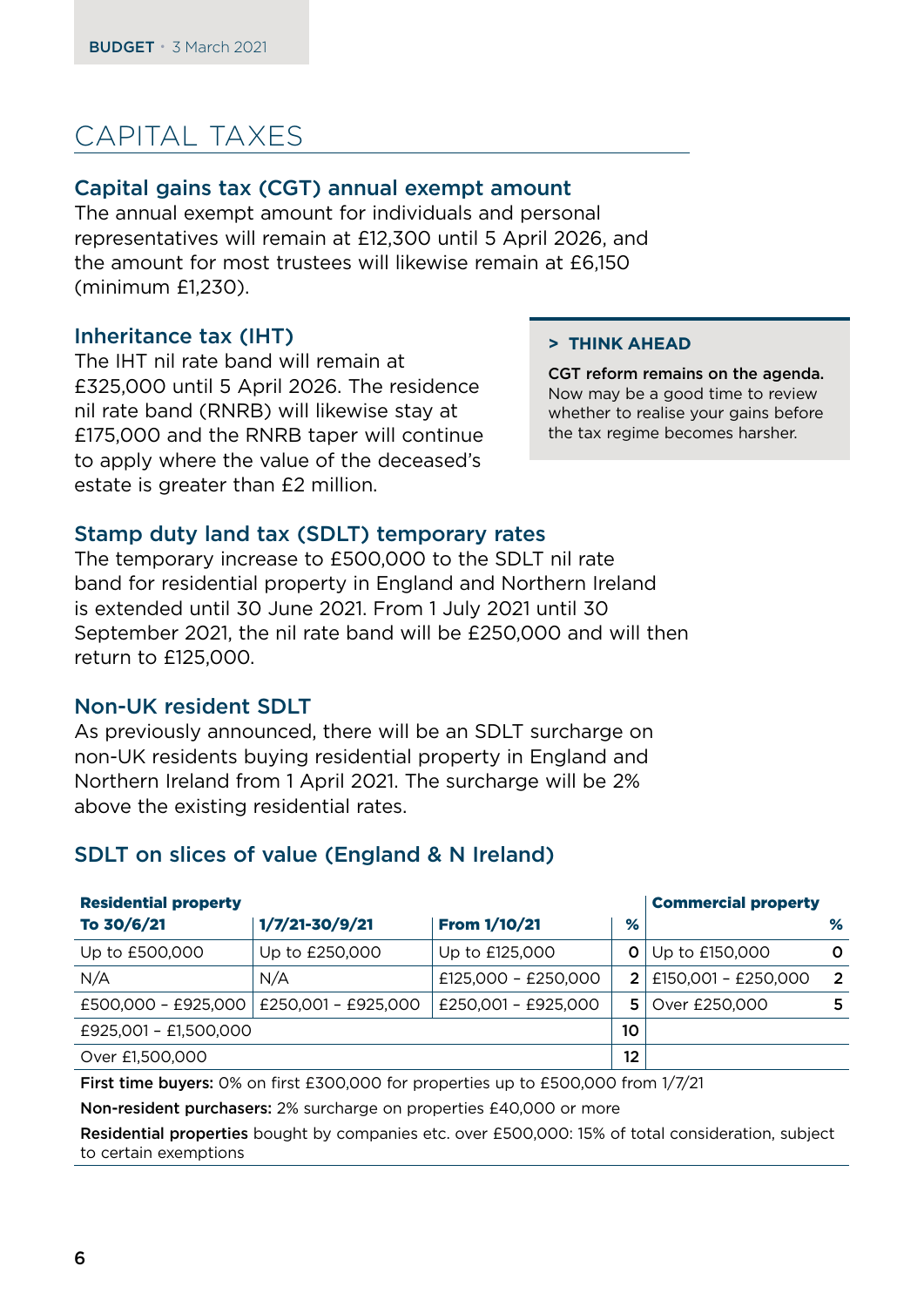# CAPITAL TAXES

## Capital gains tax (CGT) annual exempt amount

The annual exempt amount for individuals and personal representatives will remain at £12,300 until 5 April 2026, and the amount for most trustees will likewise remain at £6,150 (minimum £1,230).

## Inheritance tax (IHT)

The IHT nil rate band will remain at £325,000 until 5 April 2026. The residence nil rate band (RNRB) will likewise stay at £175,000 and the RNRB taper will continue to apply where the value of the deceased's estate is greater than £2 million.

> **> THINK AHEAD**
>
> **CGT reform remains on the agenda.** Now may be a good time to review whether to realise your gains before the tax regime becomes harsher.

## Stamp duty land tax (SDLT) temporary rates

The temporary increase to £500,000 to the SDLT nil rate band for residential property in England and Northern Ireland is extended until 30 June 2021. From 1 July 2021 until 30 September 2021, the nil rate band will be £250,000 and will then return to £125,000.

## Non-UK resident SDLT

As previously announced, there will be an SDLT surcharge on non-UK residents buying residential property in England and Northern Ireland from 1 April 2021. The surcharge will be 2% above the existing residential rates.

## SDLT on slices of value (England & N Ireland)

| **Residential property** | | | | **Commercial property** | |
|---|---|---|---|---|---|
| **To 30/6/21** | **1/7/21-30/9/21** | **From 1/10/21** | **%** | | **%** |
| Up to £500,000 | Up to £250,000 | Up to £125,000 | 0 | Up to £150,000 | 0 |
| N/A | N/A | £125,000 – £250,000 | 2 | £150,001 – £250,000 | 2 |
| £500,000 – £925,000 | £250,001 – £925,000 | £250,001 – £925,000 | 5 | Over £250,000 | 5 |
| £925,001 – £1,500,000 | | | 10 | | |
| Over £1,500,000 | | | 12 | | |

**First time buyers:** 0% on first £300,000 for properties up to £500,000 from 1/7/21

**Non-resident purchasers:** 2% surcharge on properties £40,000 or more

**Residential properties** bought by companies etc. over £500,000: 15% of total consideration, subject to certain exemptions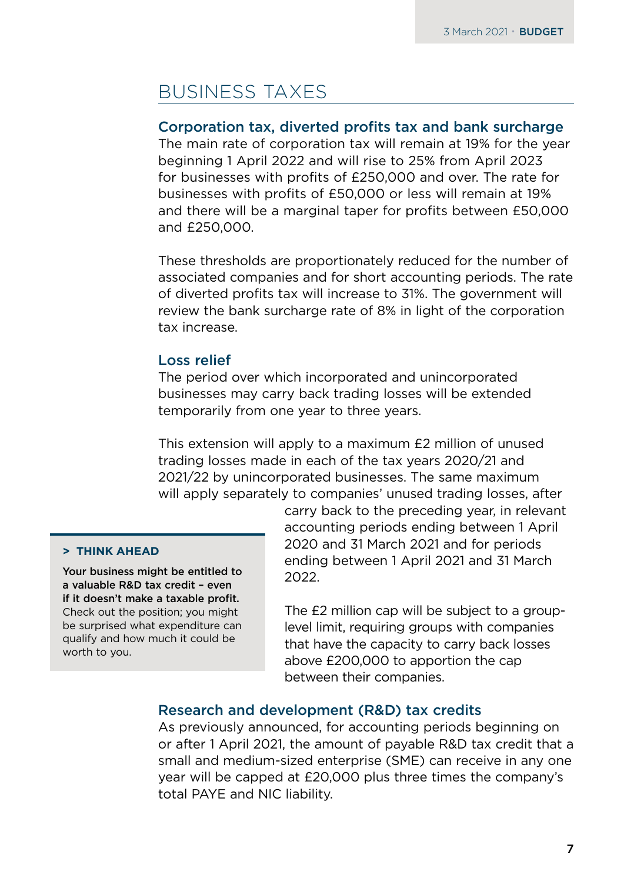# BUSINESS TAXES

## Corporation tax, diverted profits tax and bank surcharge

The main rate of corporation tax will remain at 19% for the year beginning 1 April 2022 and will rise to 25% from April 2023 for businesses with profits of £250,000 and over. The rate for businesses with profits of £50,000 or less will remain at 19% and there will be a marginal taper for profits between £50,000 and £250,000.

These thresholds are proportionately reduced for the number of associated companies and for short accounting periods. The rate of diverted profits tax will increase to 31%. The government will review the bank surcharge rate of 8% in light of the corporation tax increase.

## Loss relief

The period over which incorporated and unincorporated businesses may carry back trading losses will be extended temporarily from one year to three years.

This extension will apply to a maximum £2 million of unused trading losses made in each of the tax years 2020/21 and 2021/22 by unincorporated businesses. The same maximum will apply separately to companies' unused trading losses, after carry back to the preceding year, in relevant accounting periods ending between 1 April 2020 and 31 March 2021 and for periods ending between 1 April 2021 and 31 March 2022.

The £2 million cap will be subject to a group-level limit, requiring groups with companies that have the capacity to carry back losses above £200,000 to apportion the cap between their companies.

> **THINK AHEAD**
>
> **Your business might be entitled to a valuable R&D tax credit – even if it doesn't make a taxable profit.** Check out the position; you might be surprised what expenditure can qualify and how much it could be worth to you.

## Research and development (R&D) tax credits

As previously announced, for accounting periods beginning on or after 1 April 2021, the amount of payable R&D tax credit that a small and medium-sized enterprise (SME) can receive in any one year will be capped at £20,000 plus three times the company's total PAYE and NIC liability.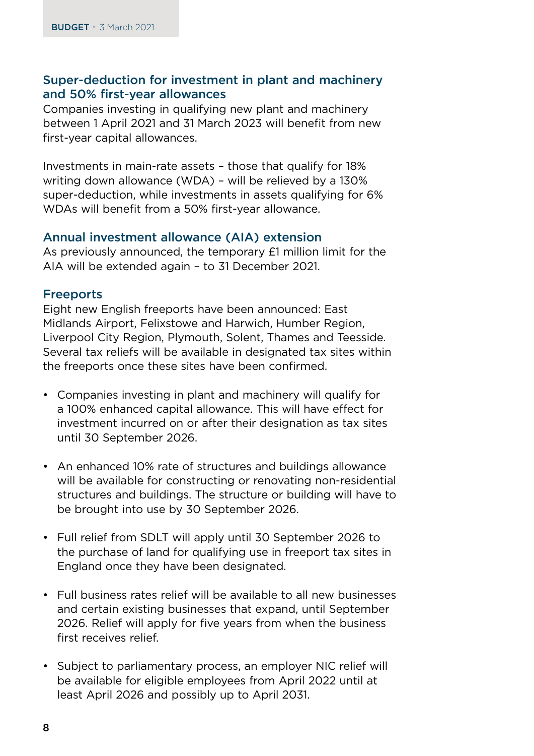## Super-deduction for investment in plant and machinery and 50% first-year allowances

Companies investing in qualifying new plant and machinery between 1 April 2021 and 31 March 2023 will benefit from new first-year capital allowances.

Investments in main-rate assets – those that qualify for 18% writing down allowance (WDA) – will be relieved by a 130% super-deduction, while investments in assets qualifying for 6% WDAs will benefit from a 50% first-year allowance.

## Annual investment allowance (AIA) extension

As previously announced, the temporary £1 million limit for the AIA will be extended again – to 31 December 2021.

## Freeports

Eight new English freeports have been announced: East Midlands Airport, Felixstowe and Harwich, Humber Region, Liverpool City Region, Plymouth, Solent, Thames and Teesside. Several tax reliefs will be available in designated tax sites within the freeports once these sites have been confirmed.

- Companies investing in plant and machinery will qualify for a 100% enhanced capital allowance. This will have effect for investment incurred on or after their designation as tax sites until 30 September 2026.
- An enhanced 10% rate of structures and buildings allowance will be available for constructing or renovating non-residential structures and buildings. The structure or building will have to be brought into use by 30 September 2026.
- Full relief from SDLT will apply until 30 September 2026 to the purchase of land for qualifying use in freeport tax sites in England once they have been designated.
- Full business rates relief will be available to all new businesses and certain existing businesses that expand, until September 2026. Relief will apply for five years from when the business first receives relief.
- Subject to parliamentary process, an employer NIC relief will be available for eligible employees from April 2022 until at least April 2026 and possibly up to April 2031.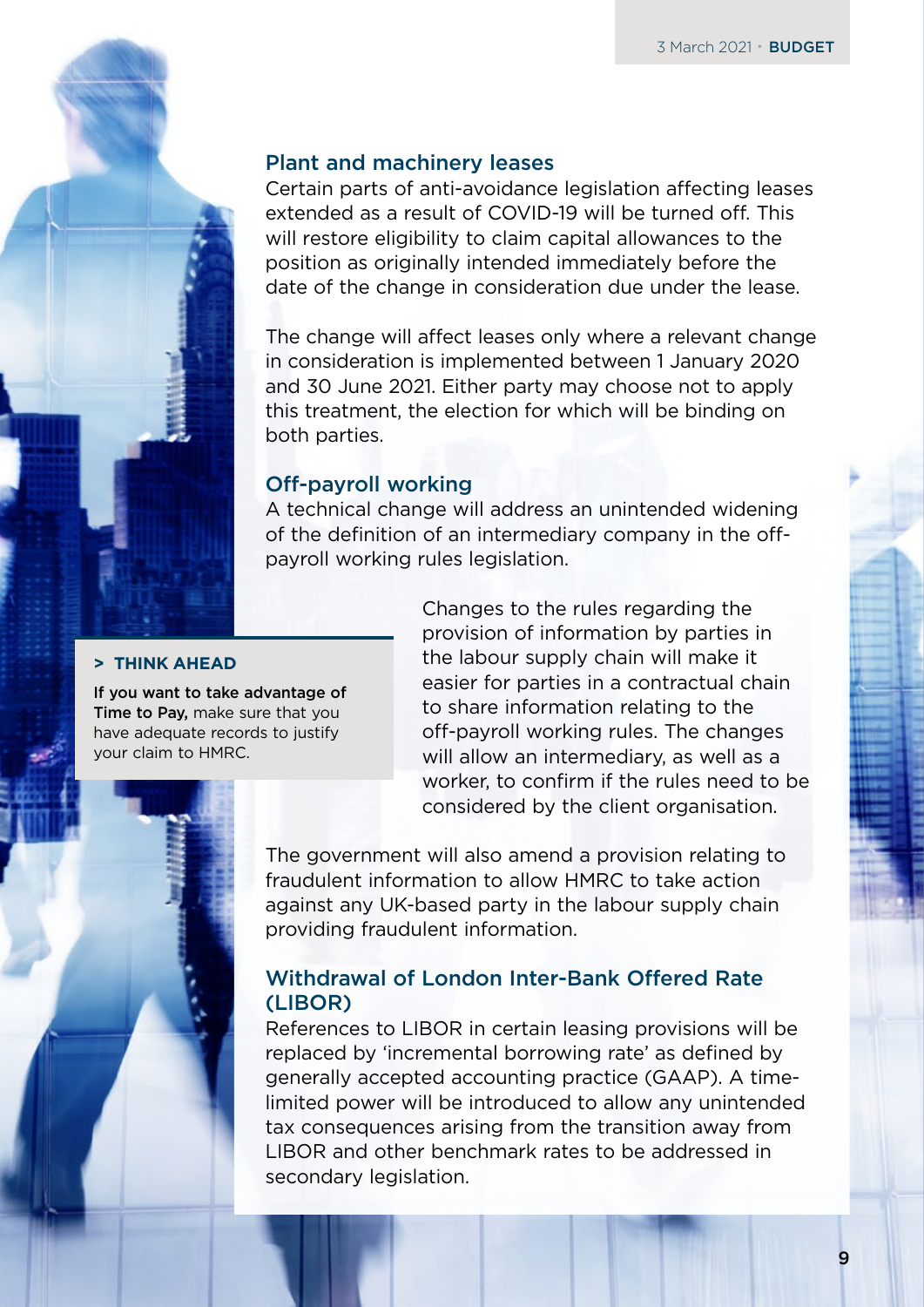### Plant and machinery leases

Certain parts of anti-avoidance legislation affecting leases extended as a result of COVID-19 will be turned off. This will restore eligibility to claim capital allowances to the position as originally intended immediately before the date of the change in consideration due under the lease.

The change will affect leases only where a relevant change in consideration is implemented between 1 January 2020 and 30 June 2021. Either party may choose not to apply this treatment, the election for which will be binding on both parties.

### Off-payroll working

A technical change will address an unintended widening of the definition of an intermediary company in the off-payroll working rules legislation.

Changes to the rules regarding the provision of information by parties in the labour supply chain will make it easier for parties in a contractual chain to share information relating to the off-payroll working rules. The changes will allow an intermediary, as well as a worker, to confirm if the rules need to be considered by the client organisation.

> **> THINK AHEAD**
>
> **If you want to take advantage of Time to Pay,** make sure that you have adequate records to justify your claim to HMRC.

The government will also amend a provision relating to fraudulent information to allow HMRC to take action against any UK-based party in the labour supply chain providing fraudulent information.

### Withdrawal of London Inter-Bank Offered Rate (LIBOR)

References to LIBOR in certain leasing provisions will be replaced by 'incremental borrowing rate' as defined by generally accepted accounting practice (GAAP). A time-limited power will be introduced to allow any unintended tax consequences arising from the transition away from LIBOR and other benchmark rates to be addressed in secondary legislation.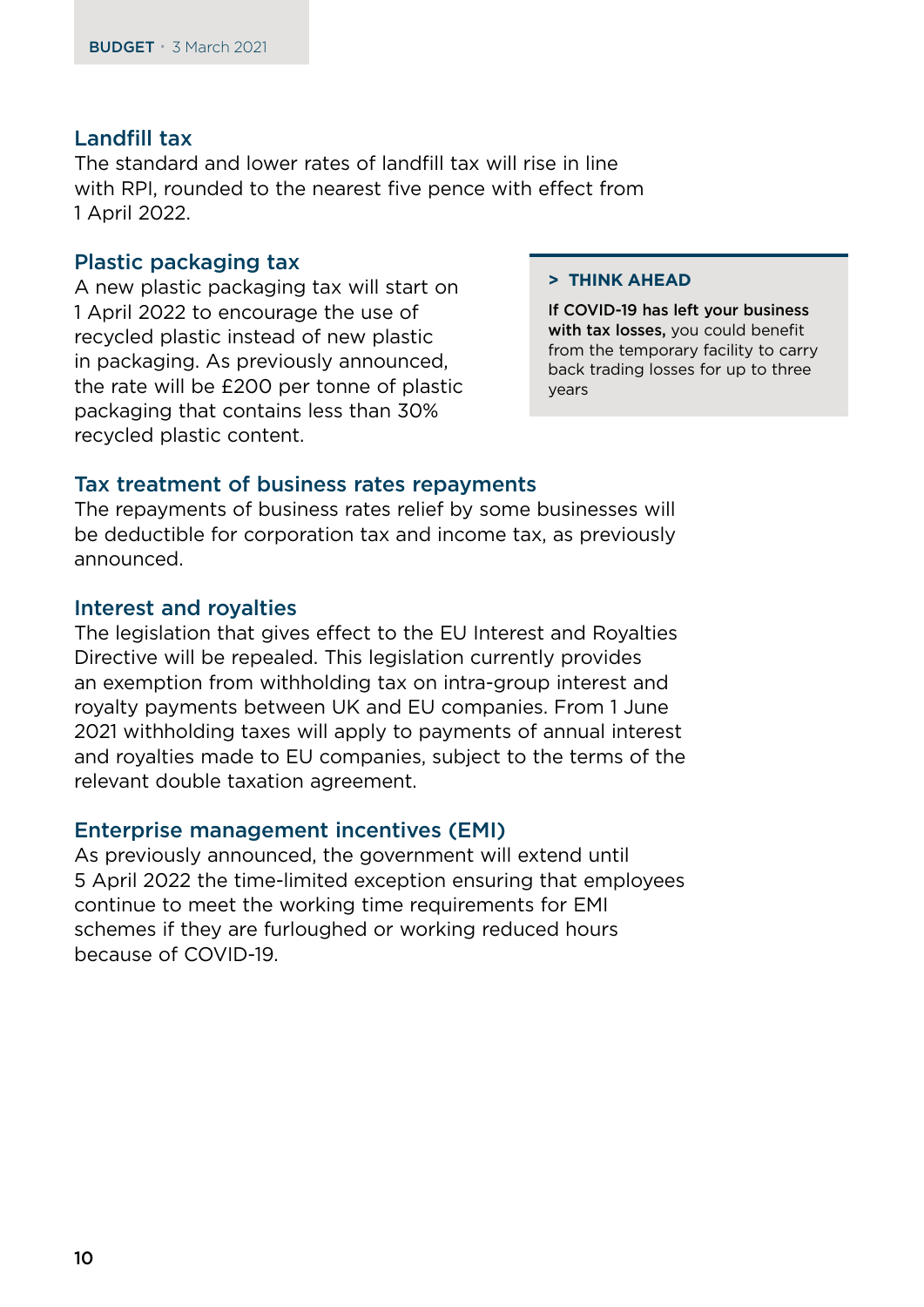### Landfill tax

The standard and lower rates of landfill tax will rise in line with RPI, rounded to the nearest five pence with effect from 1 April 2022.

### Plastic packaging tax

A new plastic packaging tax will start on 1 April 2022 to encourage the use of recycled plastic instead of new plastic in packaging. As previously announced, the rate will be £200 per tonne of plastic packaging that contains less than 30% recycled plastic content.

> **> THINK AHEAD**
>
> **If COVID-19 has left your business with tax losses,** you could benefit from the temporary facility to carry back trading losses for up to three years

### Tax treatment of business rates repayments

The repayments of business rates relief by some businesses will be deductible for corporation tax and income tax, as previously announced.

### Interest and royalties

The legislation that gives effect to the EU Interest and Royalties Directive will be repealed. This legislation currently provides an exemption from withholding tax on intra-group interest and royalty payments between UK and EU companies. From 1 June 2021 withholding taxes will apply to payments of annual interest and royalties made to EU companies, subject to the terms of the relevant double taxation agreement.

### Enterprise management incentives (EMI)

As previously announced, the government will extend until 5 April 2022 the time-limited exception ensuring that employees continue to meet the working time requirements for EMI schemes if they are furloughed or working reduced hours because of COVID-19.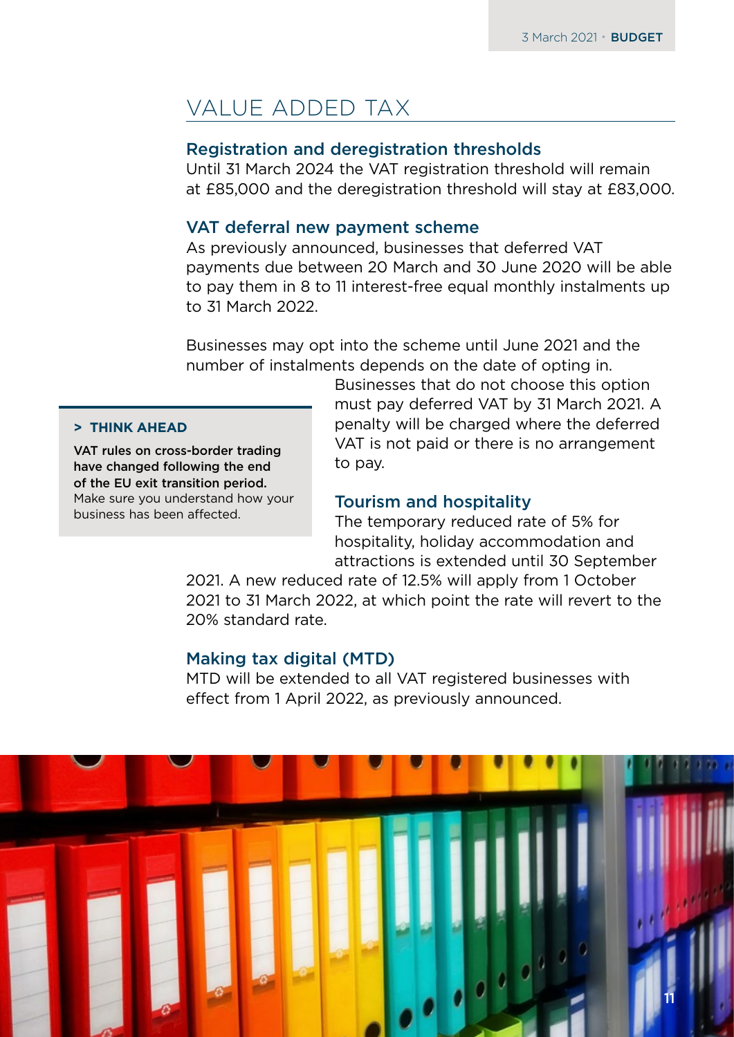# VALUE ADDED TAX

## Registration and deregistration thresholds

Until 31 March 2024 the VAT registration threshold will remain at £85,000 and the deregistration threshold will stay at £83,000.

## VAT deferral new payment scheme

As previously announced, businesses that deferred VAT payments due between 20 March and 30 June 2020 will be able to pay them in 8 to 11 interest-free equal monthly instalments up to 31 March 2022.

Businesses may opt into the scheme until June 2021 and the number of instalments depends on the date of opting in. Businesses that do not choose this option must pay deferred VAT by 31 March 2021. A penalty will be charged where the deferred VAT is not paid or there is no arrangement to pay.

> **> THINK AHEAD**
>
> **VAT rules on cross-border trading have changed following the end of the EU exit transition period.** Make sure you understand how your business has been affected.

## Tourism and hospitality

The temporary reduced rate of 5% for hospitality, holiday accommodation and attractions is extended until 30 September 2021. A new reduced rate of 12.5% will apply from 1 October 2021 to 31 March 2022, at which point the rate will revert to the 20% standard rate.

## Making tax digital (MTD)

MTD will be extended to all VAT registered businesses with effect from 1 April 2022, as previously announced.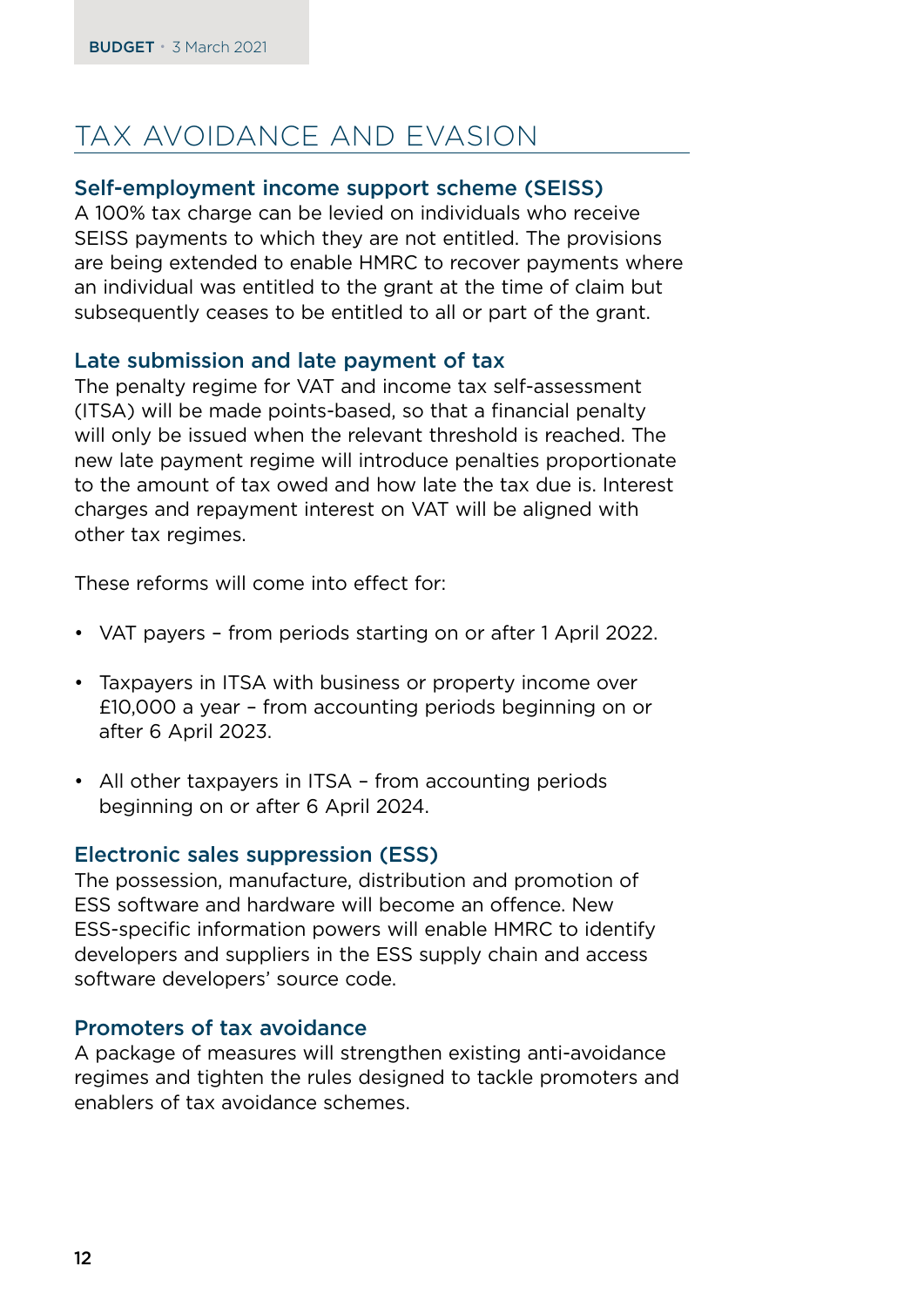# TAX AVOIDANCE AND EVASION

## Self-employment income support scheme (SEISS)

A 100% tax charge can be levied on individuals who receive SEISS payments to which they are not entitled. The provisions are being extended to enable HMRC to recover payments where an individual was entitled to the grant at the time of claim but subsequently ceases to be entitled to all or part of the grant.

## Late submission and late payment of tax

The penalty regime for VAT and income tax self-assessment (ITSA) will be made points-based, so that a financial penalty will only be issued when the relevant threshold is reached. The new late payment regime will introduce penalties proportionate to the amount of tax owed and how late the tax due is. Interest charges and repayment interest on VAT will be aligned with other tax regimes.

These reforms will come into effect for:

- VAT payers – from periods starting on or after 1 April 2022.
- Taxpayers in ITSA with business or property income over £10,000 a year – from accounting periods beginning on or after 6 April 2023.
- All other taxpayers in ITSA – from accounting periods beginning on or after 6 April 2024.

## Electronic sales suppression (ESS)

The possession, manufacture, distribution and promotion of ESS software and hardware will become an offence. New ESS-specific information powers will enable HMRC to identify developers and suppliers in the ESS supply chain and access software developers' source code.

## Promoters of tax avoidance

A package of measures will strengthen existing anti-avoidance regimes and tighten the rules designed to tackle promoters and enablers of tax avoidance schemes.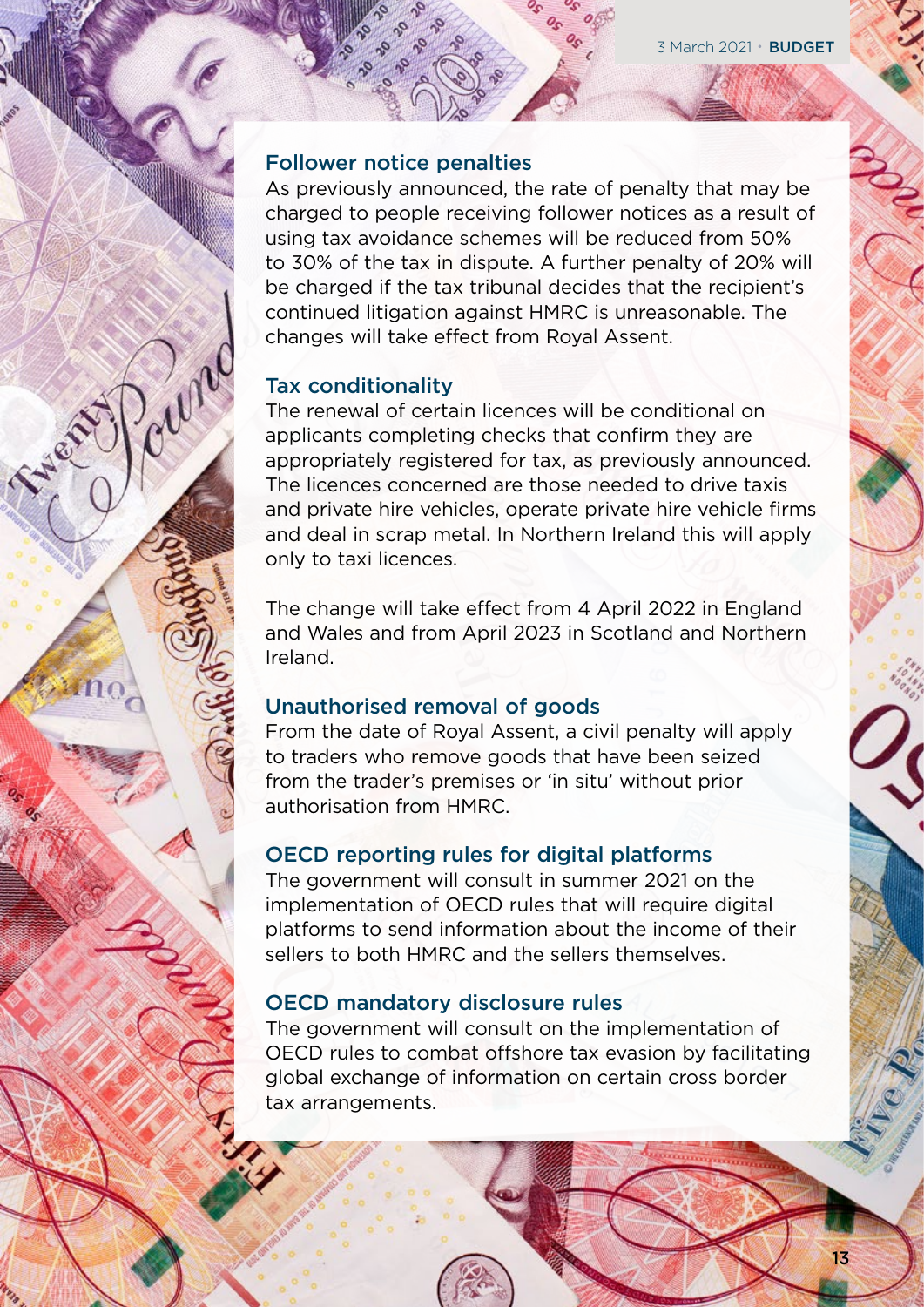## Follower notice penalties

As previously announced, the rate of penalty that may be charged to people receiving follower notices as a result of using tax avoidance schemes will be reduced from 50% to 30% of the tax in dispute. A further penalty of 20% will be charged if the tax tribunal decides that the recipient's continued litigation against HMRC is unreasonable. The changes will take effect from Royal Assent.

## Tax conditionality

The renewal of certain licences will be conditional on applicants completing checks that confirm they are appropriately registered for tax, as previously announced. The licences concerned are those needed to drive taxis and private hire vehicles, operate private hire vehicle firms and deal in scrap metal. In Northern Ireland this will apply only to taxi licences.

The change will take effect from 4 April 2022 in England and Wales and from April 2023 in Scotland and Northern Ireland.

## Unauthorised removal of goods

From the date of Royal Assent, a civil penalty will apply to traders who remove goods that have been seized from the trader's premises or 'in situ' without prior authorisation from HMRC.

## OECD reporting rules for digital platforms

The government will consult in summer 2021 on the implementation of OECD rules that will require digital platforms to send information about the income of their sellers to both HMRC and the sellers themselves.

## OECD mandatory disclosure rules

The government will consult on the implementation of OECD rules to combat offshore tax evasion by facilitating global exchange of information on certain cross border tax arrangements.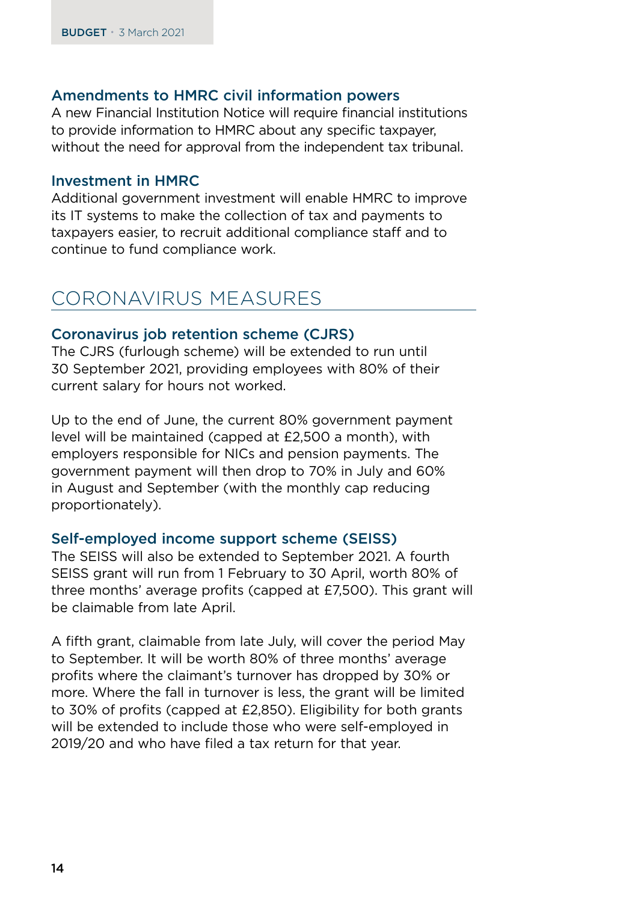### Amendments to HMRC civil information powers

A new Financial Institution Notice will require financial institutions to provide information to HMRC about any specific taxpayer, without the need for approval from the independent tax tribunal.

### Investment in HMRC

Additional government investment will enable HMRC to improve its IT systems to make the collection of tax and payments to taxpayers easier, to recruit additional compliance staff and to continue to fund compliance work.

## CORONAVIRUS MEASURES

### Coronavirus job retention scheme (CJRS)

The CJRS (furlough scheme) will be extended to run until 30 September 2021, providing employees with 80% of their current salary for hours not worked.

Up to the end of June, the current 80% government payment level will be maintained (capped at £2,500 a month), with employers responsible for NICs and pension payments. The government payment will then drop to 70% in July and 60% in August and September (with the monthly cap reducing proportionately).

### Self-employed income support scheme (SEISS)

The SEISS will also be extended to September 2021. A fourth SEISS grant will run from 1 February to 30 April, worth 80% of three months' average profits (capped at £7,500). This grant will be claimable from late April.

A fifth grant, claimable from late July, will cover the period May to September. It will be worth 80% of three months' average profits where the claimant's turnover has dropped by 30% or more. Where the fall in turnover is less, the grant will be limited to 30% of profits (capped at £2,850). Eligibility for both grants will be extended to include those who were self-employed in 2019/20 and who have filed a tax return for that year.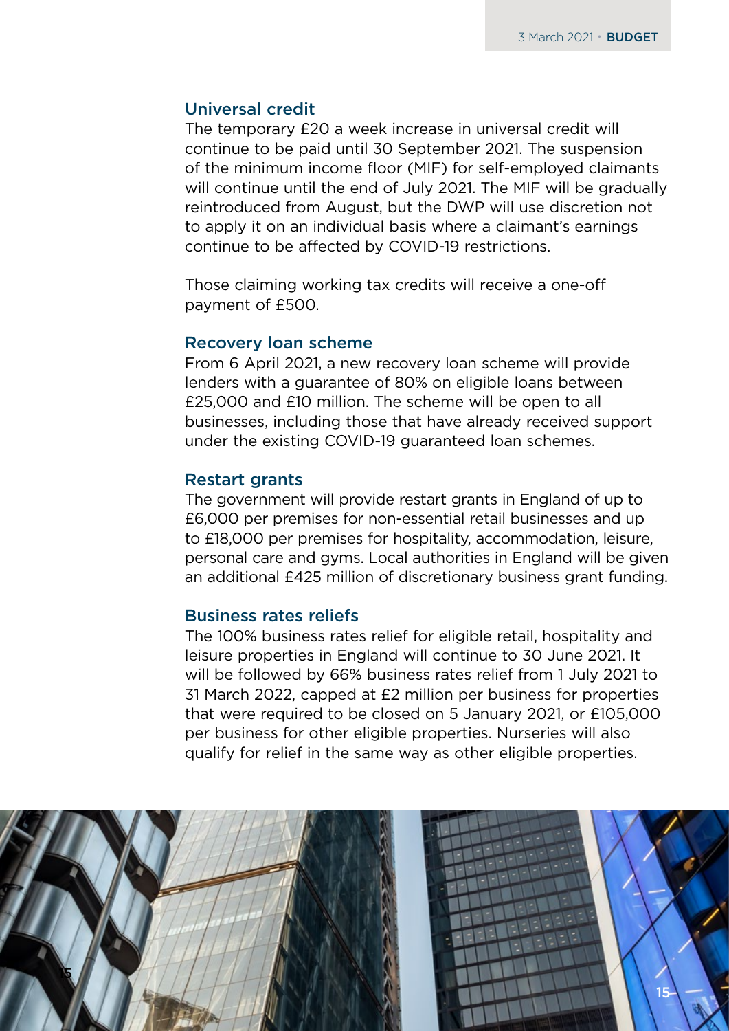### Universal credit

The temporary £20 a week increase in universal credit will continue to be paid until 30 September 2021. The suspension of the minimum income floor (MIF) for self-employed claimants will continue until the end of July 2021. The MIF will be gradually reintroduced from August, but the DWP will use discretion not to apply it on an individual basis where a claimant's earnings continue to be affected by COVID-19 restrictions.

Those claiming working tax credits will receive a one-off payment of £500.

### Recovery loan scheme

From 6 April 2021, a new recovery loan scheme will provide lenders with a guarantee of 80% on eligible loans between £25,000 and £10 million. The scheme will be open to all businesses, including those that have already received support under the existing COVID-19 guaranteed loan schemes.

### Restart grants

The government will provide restart grants in England of up to £6,000 per premises for non-essential retail businesses and up to £18,000 per premises for hospitality, accommodation, leisure, personal care and gyms. Local authorities in England will be given an additional £425 million of discretionary business grant funding.

### Business rates reliefs

The 100% business rates relief for eligible retail, hospitality and leisure properties in England will continue to 30 June 2021. It will be followed by 66% business rates relief from 1 July 2021 to 31 March 2022, capped at £2 million per business for properties that were required to be closed on 5 January 2021, or £105,000 per business for other eligible properties. Nurseries will also qualify for relief in the same way as other eligible properties.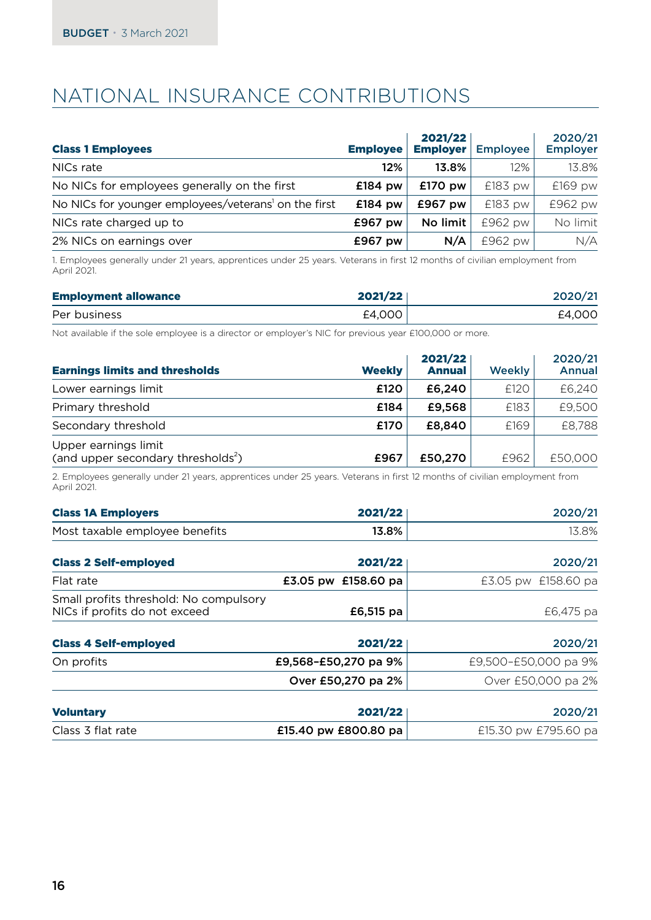# NATIONAL INSURANCE CONTRIBUTIONS

| Class 1 Employees | 2021/22 Employee | 2021/22 Employer | 2020/21 Employee | 2020/21 Employer |
|---|---|---|---|---|
| NICs rate | **12%** | **13.8%** | 12% | 13.8% |
| No NICs for employees generally on the first | **£184 pw** | **£170 pw** | £183 pw | £169 pw |
| No NICs for younger employees/veterans[1] on the first | **£184 pw** | **£967 pw** | £183 pw | £962 pw |
| NICs rate charged up to | **£967 pw** | **No limit** | £962 pw | No limit |
| 2% NICs on earnings over | **£967 pw** | **N/A** | £962 pw | N/A |

1. Employees generally under 21 years, apprentices under 25 years. Veterans in first 12 months of civilian employment from April 2021.

| Employment allowance | 2021/22 | 2020/21 |
|---|---|---|
| Per business | £4,000 | £4,000 |

Not available if the sole employee is a director or employer's NIC for previous year £100,000 or more.

| Earnings limits and thresholds | 2021/22 Weekly | 2021/22 Annual | 2020/21 Weekly | 2020/21 Annual |
|---|---|---|---|---|
| Lower earnings limit | **£120** | **£6,240** | £120 | £6,240 |
| Primary threshold | **£184** | **£9,568** | £183 | £9,500 |
| Secondary threshold | **£170** | **£8,840** | £169 | £8,788 |
| Upper earnings limit (and upper secondary thresholds[2]) | **£967** | **£50,270** | £962 | £50,000 |

2. Employees generally under 21 years, apprentices under 25 years. Veterans in first 12 months of civilian employment from April 2021.

| Class 1A Employers | 2021/22 | 2020/21 |
|---|---|---|
| Most taxable employee benefits | **13.8%** | 13.8% |

| Class 2 Self-employed | 2021/22 | 2020/21 |
|---|---|---|
| Flat rate | **£3.05 pw £158.60 pa** | £3.05 pw £158.60 pa |
| Small profits threshold: No compulsory NICs if profits do not exceed | **£6,515 pa** | £6,475 pa |

| Class 4 Self-employed | 2021/22 | 2020/21 |
|---|---|---|
| On profits | **£9,568–£50,270 pa 9%** | £9,500–£50,000 pa 9% |
| | **Over £50,270 pa 2%** | Over £50,000 pa 2% |

| Voluntary | 2021/22 | 2020/21 |
|---|---|---|
| Class 3 flat rate | **£15.40 pw £800.80 pa** | £15.30 pw £795.60 pa |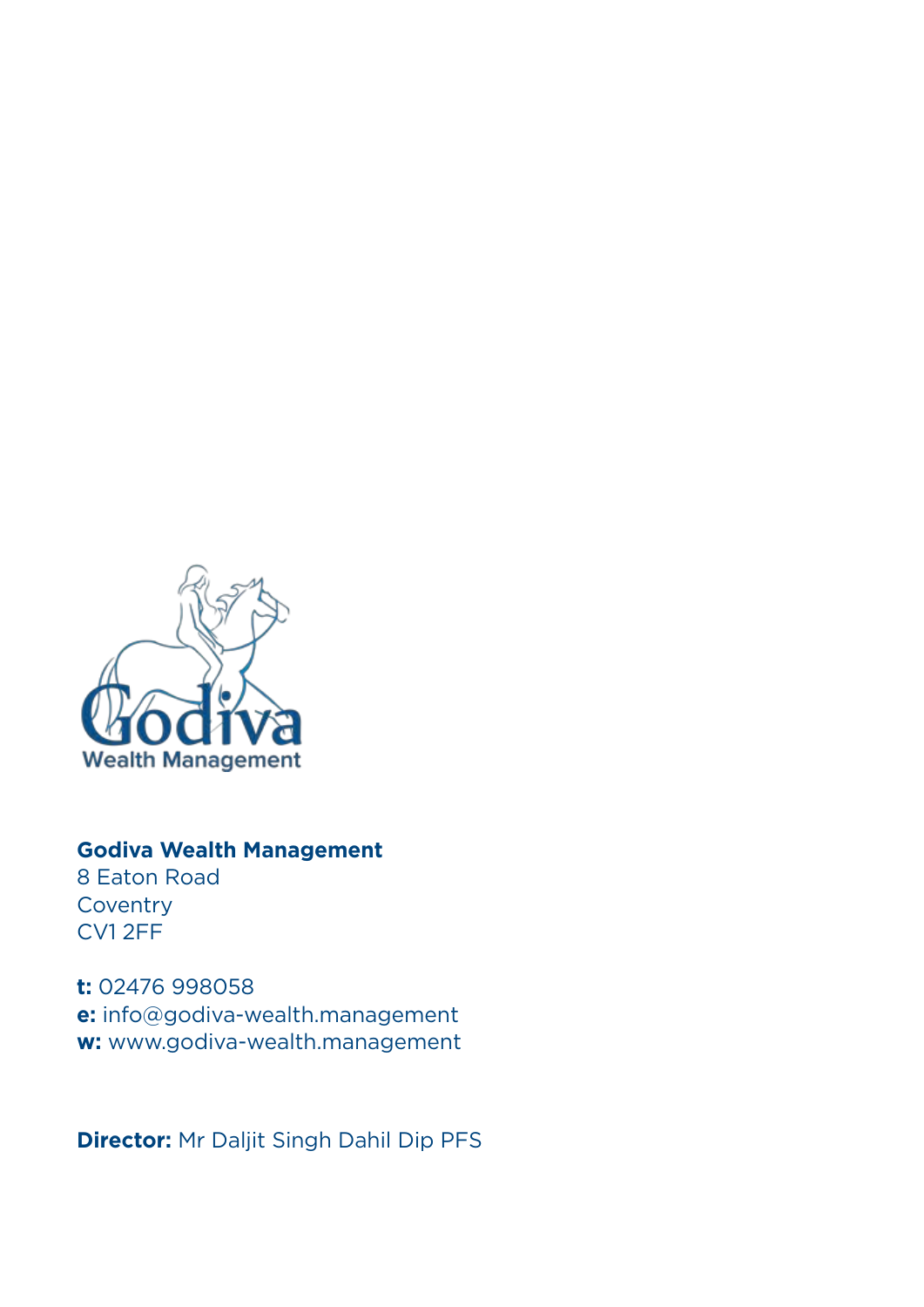**Godiva Wealth Management**
8 Eaton Road
Coventry
CV1 2FF

**t:** 02476 998058
**e:** info@godiva-wealth.management
**w:** www.godiva-wealth.management

**Director:** Mr Daljit Singh Dahil Dip PFS